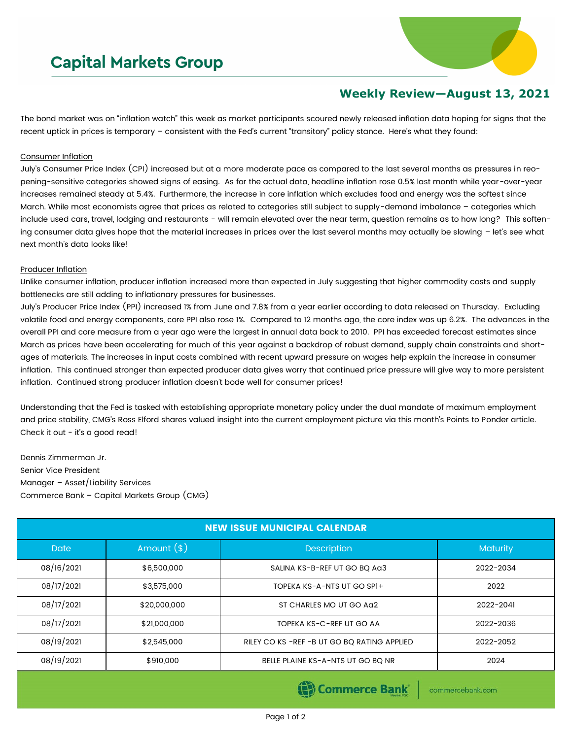# Capital Markets Group

## Weekly Review—August 13, 2021

The bond market was on "inflation watch" this week as market participants scoured newly released inflation data hoping for signs that the recent uptick in prices is temporary – consistent with the Fed's current "transitory" policy stance. Here's what they found:

Consumer Inflation

July's Consumer Price Index (CPI) increased but at a more moderate pace as compared to the last several months as pressures in reopening-sensitive categories showed signs of easing. As for the actual data, headline inflation rose 0.5% last month while year-over-year increases remained steady at 5.4%. Furthermore, the increase in core inflation which excludes food and energy was the softest since March. While most economists agree that prices as related to categories still subject to supply-demand imbalance – categories which include used cars, travel, lodging and restaurants - will remain elevated over the near term, question remains as to how long? This softening consumer data gives hope that the material increases in prices over the last several months may actually be slowing – let's see what next month's data looks like!

Producer Inflation

Unlike consumer inflation, producer inflation increased more than expected in July suggesting that higher commodity costs and supply bottlenecks are still adding to inflationary pressures for businesses.

July's Producer Price Index (PPI) increased 1% from June and 7.8% from a year earlier according to data released on Thursday. Excluding volatile food and energy components, core PPI also rose 1%. Compared to 12 months ago, the core index was up 6.2%. The advances in the overall PPI and core measure from a year ago were the largest in annual data back to 2010. PPI has exceeded forecast estimates since March as prices have been accelerating for much of this year against a backdrop of robust demand, supply chain constraints and shortages of materials. The increases in input costs combined with recent upward pressure on wages help explain the increase in consumer inflation. This continued stronger than expected producer data gives worry that continued price pressure will give way to more persistent inflation. Continued strong producer inflation doesn't bode well for consumer prices!

Understanding that the Fed is tasked with establishing appropriate monetary policy under the dual mandate of maximum employment and price stability, CMG's Ross Elford shares valued insight into the current employment picture via this month's Points to Ponder article. Check it out - it's a good read!

Dennis Zimmerman Jr.
Senior Vice President
Manager – Asset/Liability Services
Commerce Bank – Capital Markets Group (CMG)

| NEW ISSUE MUNICIPAL CALENDAR | | | |
|---|---|---|---|
| Date | Amount ($) | Description | Maturity |
| 08/16/2021 | $6,500,000 | SALINA KS-B-REF UT GO BQ Aa3 | 2022-2034 |
| 08/17/2021 | $3,575,000 | TOPEKA KS-A-NTS UT GO SP1+ | 2022 |
| 08/17/2021 | $20,000,000 | ST CHARLES MO UT GO Aa2 | 2022-2041 |
| 08/17/2021 | $21,000,000 | TOPEKA KS-C-REF UT GO AA | 2022-2036 |
| 08/19/2021 | $2,545,000 | RILEY CO KS -REF -B UT GO BQ RATING APPLIED | 2022-2052 |
| 08/19/2021 | $910,000 | BELLE PLAINE KS-A-NTS UT GO BQ NR | 2024 |

Commerce Bank | commercebank.com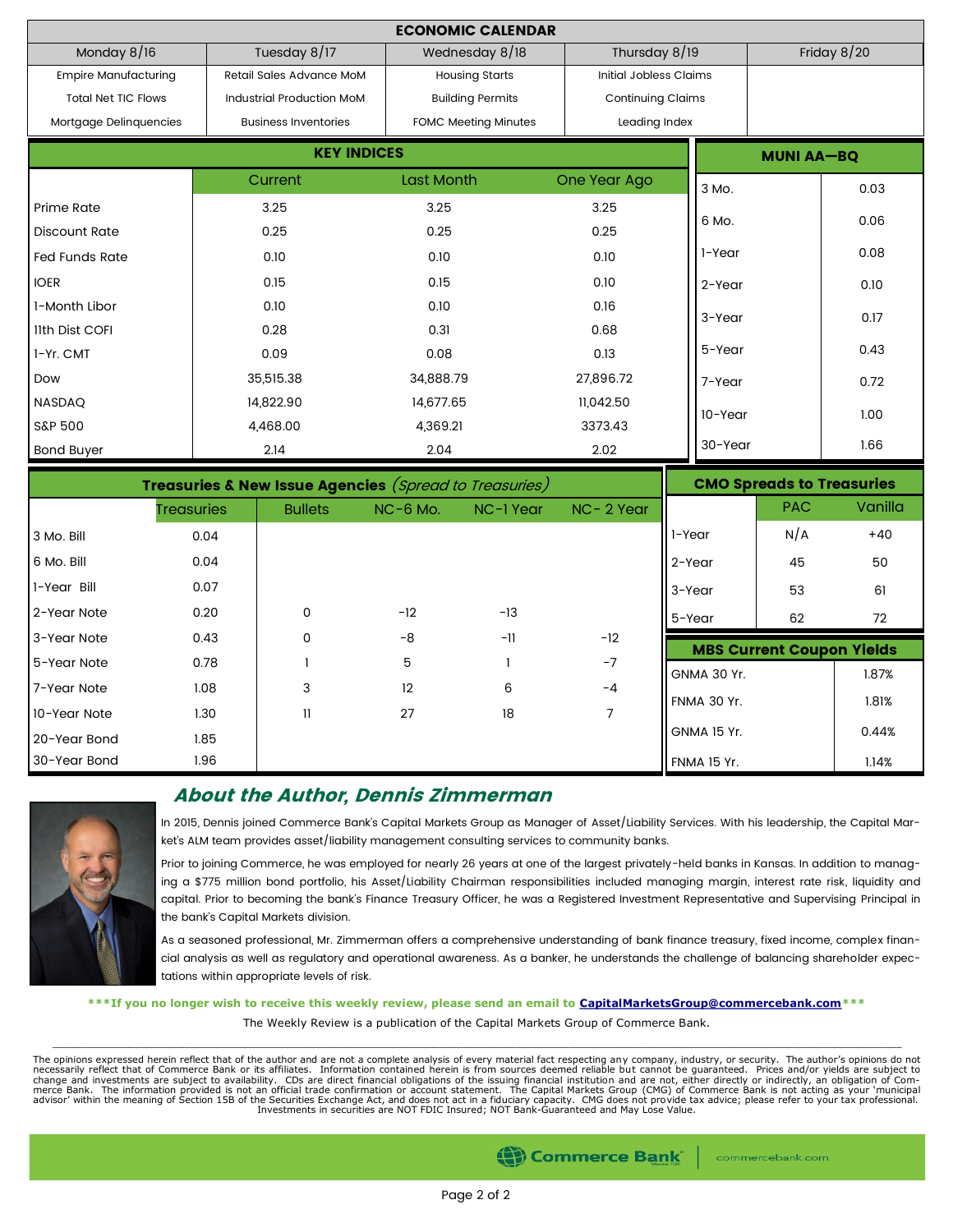## ECONOMIC CALENDAR

| Monday 8/16 | Tuesday 8/17 | Wednesday 8/18 | Thursday 8/19 | Friday 8/20 |
|---|---|---|---|---|
| Empire Manufacturing | Retail Sales Advance MoM | Housing Starts | Initial Jobless Claims | |
| Total Net TIC Flows | Industrial Production MoM | Building Permits | Continuing Claims | |
| Mortgage Delinquencies | Business Inventories | FOMC Meeting Minutes | Leading Index | |

## KEY INDICES

| | Current | Last Month | One Year Ago |
|---|---|---|---|
| Prime Rate | 3.25 | 3.25 | 3.25 |
| Discount Rate | 0.25 | 0.25 | 0.25 |
| Fed Funds Rate | 0.10 | 0.10 | 0.10 |
| IOER | 0.15 | 0.15 | 0.10 |
| 1-Month Libor | 0.10 | 0.10 | 0.16 |
| 11th Dist COFI | 0.28 | 0.31 | 0.68 |
| 1-Yr. CMT | 0.09 | 0.08 | 0.13 |
| Dow | 35,515.38 | 34,888.79 | 27,896.72 |
| NASDAQ | 14,822.90 | 14,677.65 | 11,042.50 |
| S&P 500 | 4,468.00 | 4,369.21 | 3373.43 |
| Bond Buyer | 2.14 | 2.04 | 2.02 |

## MUNI AA—BQ

| | |
|---|---|
| 3 Mo. | 0.03 |
| 6 Mo. | 0.06 |
| 1-Year | 0.08 |
| 2-Year | 0.10 |
| 3-Year | 0.17 |
| 5-Year | 0.43 |
| 7-Year | 0.72 |
| 10-Year | 1.00 |
| 30-Year | 1.66 |

## Treasuries & New Issue Agencies *(Spread to Treasuries)*

| | Treasuries | Bullets | NC-6 Mo. | NC-1 Year | NC- 2 Year |
|---|---|---|---|---|---|
| 3 Mo. Bill | 0.04 | | | | |
| 6 Mo. Bill | 0.04 | | | | |
| 1-Year Bill | 0.07 | | | | |
| 2-Year Note | 0.20 | 0 | -12 | -13 | |
| 3-Year Note | 0.43 | 0 | -8 | -11 | -12 |
| 5-Year Note | 0.78 | 1 | 5 | 1 | -7 |
| 7-Year Note | 1.08 | 3 | 12 | 6 | -4 |
| 10-Year Note | 1.30 | 11 | 27 | 18 | 7 |
| 20-Year Bond | 1.85 | | | | |
| 30-Year Bond | 1.96 | | | | |

## CMO Spreads to Treasuries

| | PAC | Vanilla |
|---|---|---|
| 1-Year | N/A | +40 |
| 2-Year | 45 | 50 |
| 3-Year | 53 | 61 |
| 5-Year | 62 | 72 |

## MBS Current Coupon Yields

| | |
|---|---|
| GNMA 30 Yr. | 1.87% |
| FNMA 30 Yr. | 1.81% |
| GNMA 15 Yr. | 0.44% |
| FNMA 15 Yr. | 1.14% |

## *About the Author, Dennis Zimmerman*

In 2015, Dennis joined Commerce Bank's Capital Markets Group as Manager of Asset/Liability Services. With his leadership, the Capital Market's ALM team provides asset/liability management consulting services to community banks.

Prior to joining Commerce, he was employed for nearly 26 years at one of the largest privately-held banks in Kansas. In addition to managing a $775 million bond portfolio, his Asset/Liability Chairman responsibilities included managing margin, interest rate risk, liquidity and capital. Prior to becoming the bank's Finance Treasury Officer, he was a Registered Investment Representative and Supervising Principal in the bank's Capital Markets division.

As a seasoned professional, Mr. Zimmerman offers a comprehensive understanding of bank finance treasury, fixed income, complex financial analysis as well as regulatory and operational awareness. As a banker, he understands the challenge of balancing shareholder expectations within appropriate levels of risk.

**\*\*\*If you no longer wish to receive this weekly review, please send an email to CapitalMarketsGroup@commercebank.com\*\*\***

The Weekly Review is a publication of the Capital Markets Group of Commerce Bank.

The opinions expressed herein reflect that of the author and are not a complete analysis of every material fact respecting any company, industry, or security. The author's opinions do not necessarily reflect that of Commerce Bank or its affiliates. Information contained herein is from sources deemed reliable but cannot be guaranteed. Prices and/or yields are subject to change and investments are subject to availability. CDs are direct financial obligations of the issuing financial institution and are not, either directly or indirectly, an obligation of Commerce Bank. The information provided is not an official trade confirmation or account statement. The Capital Markets Group (CMG) of Commerce Bank is not acting as your 'municipal advisor' within the meaning of Section 15B of the Securities Exchange Act, and does not act in a fiduciary capacity. CMG does not provide tax advice; please refer to your tax professional. Investments in securities are NOT FDIC Insured; NOT Bank-Guaranteed and May Lose Value.

Commerce Bank | commercebank.com